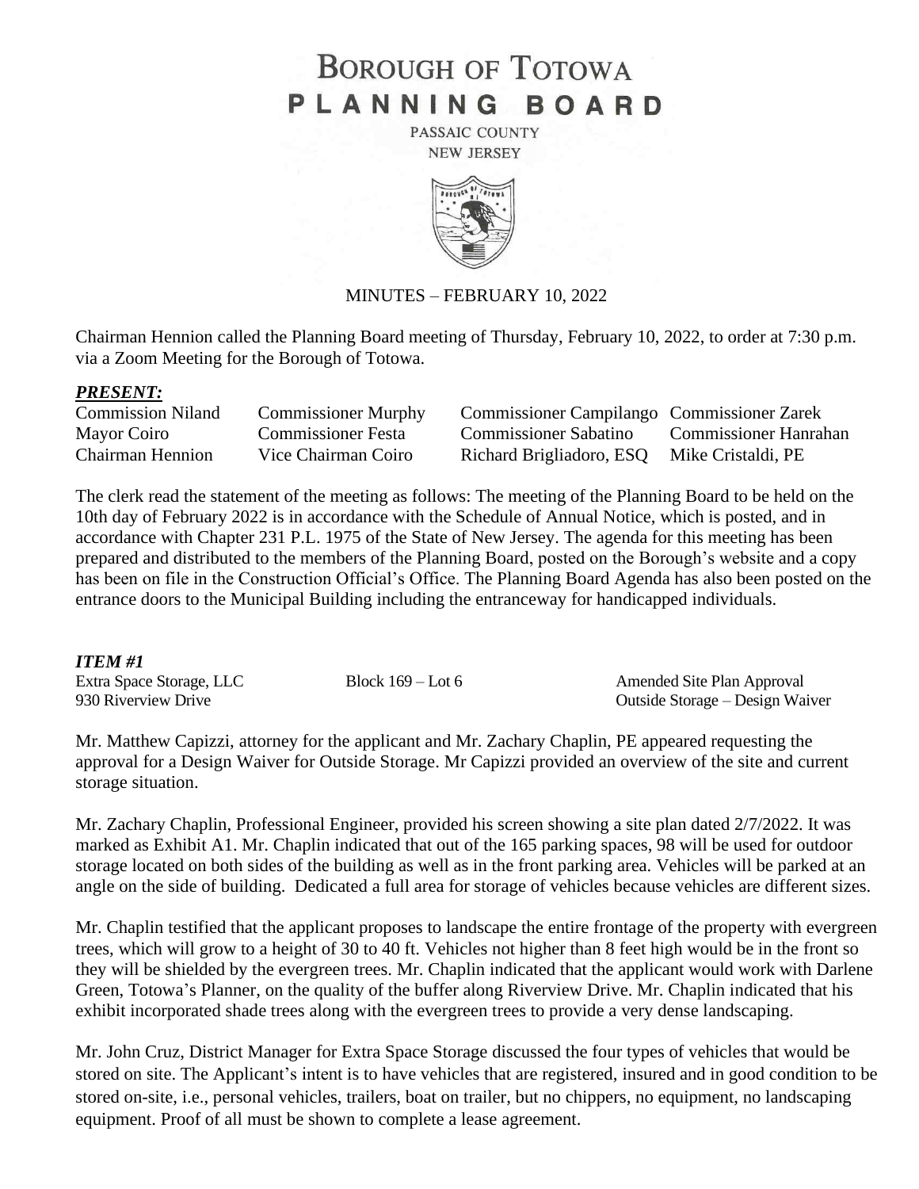# BOROUGH OF TOTOWA
# PLANNING BOARD

PASSAIC COUNTY
NEW JERSEY

MINUTES – FEBRUARY 10, 2022

Chairman Hennion called the Planning Board meeting of Thursday, February 10, 2022, to order at 7:30 p.m. via a Zoom Meeting for the Borough of Totowa.

***PRESENT:***

| | | | |
|---|---|---|---|
| Commission Niland | Commissioner Murphy | Commissioner Campilango | Commissioner Zarek |
| Mayor Coiro | Commissioner Festa | Commissioner Sabatino | Commissioner Hanrahan |
| Chairman Hennion | Vice Chairman Coiro | Richard Brigliadoro, ESQ | Mike Cristaldi, PE |

The clerk read the statement of the meeting as follows: The meeting of the Planning Board to be held on the 10th day of February 2022 is in accordance with the Schedule of Annual Notice, which is posted, and in accordance with Chapter 231 P.L. 1975 of the State of New Jersey. The agenda for this meeting has been prepared and distributed to the members of the Planning Board, posted on the Borough's website and a copy has been on file in the Construction Official's Office. The Planning Board Agenda has also been posted on the entrance doors to the Municipal Building including the entranceway for handicapped individuals.

***ITEM #1***

| | | |
|---|---|---|
| Extra Space Storage, LLC | Block 169 – Lot 6 | Amended Site Plan Approval |
| 930 Riverview Drive | | Outside Storage – Design Waiver |

Mr. Matthew Capizzi, attorney for the applicant and Mr. Zachary Chaplin, PE appeared requesting the approval for a Design Waiver for Outside Storage. Mr Capizzi provided an overview of the site and current storage situation.

Mr. Zachary Chaplin, Professional Engineer, provided his screen showing a site plan dated 2/7/2022. It was marked as Exhibit A1. Mr. Chaplin indicated that out of the 165 parking spaces, 98 will be used for outdoor storage located on both sides of the building as well as in the front parking area. Vehicles will be parked at an angle on the side of building. Dedicated a full area for storage of vehicles because vehicles are different sizes.

Mr. Chaplin testified that the applicant proposes to landscape the entire frontage of the property with evergreen trees, which will grow to a height of 30 to 40 ft. Vehicles not higher than 8 feet high would be in the front so they will be shielded by the evergreen trees. Mr. Chaplin indicated that the applicant would work with Darlene Green, Totowa's Planner, on the quality of the buffer along Riverview Drive. Mr. Chaplin indicated that his exhibit incorporated shade trees along with the evergreen trees to provide a very dense landscaping.

Mr. John Cruz, District Manager for Extra Space Storage discussed the four types of vehicles that would be stored on site. The Applicant's intent is to have vehicles that are registered, insured and in good condition to be stored on-site, i.e., personal vehicles, trailers, boat on trailer, but no chippers, no equipment, no landscaping equipment. Proof of all must be shown to complete a lease agreement.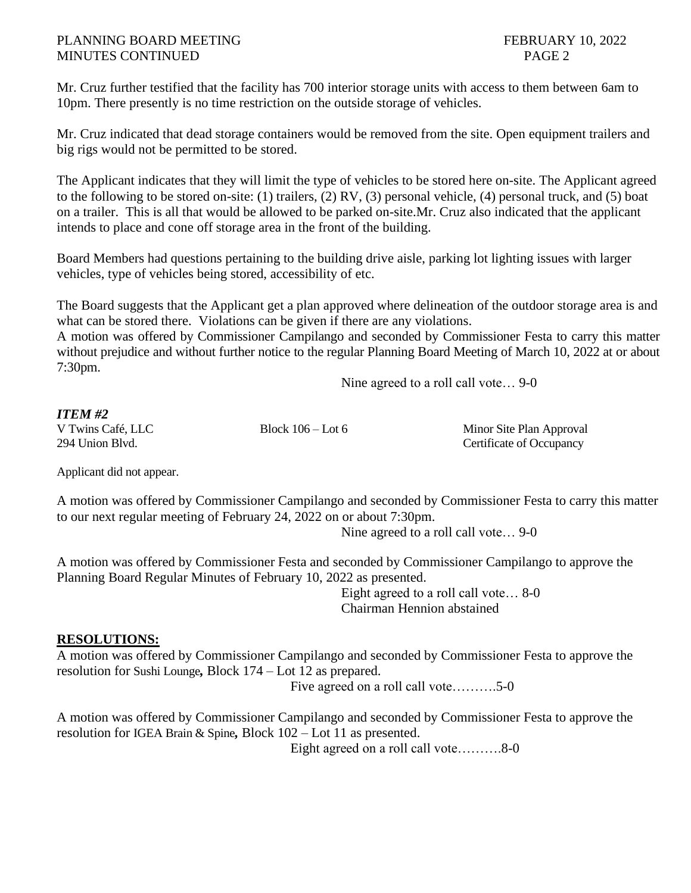Mr. Cruz further testified that the facility has 700 interior storage units with access to them between 6am to 10pm. There presently is no time restriction on the outside storage of vehicles.

Mr. Cruz indicated that dead storage containers would be removed from the site. Open equipment trailers and big rigs would not be permitted to be stored.

The Applicant indicates that they will limit the type of vehicles to be stored here on-site. The Applicant agreed to the following to be stored on-site: (1) trailers, (2) RV, (3) personal vehicle, (4) personal truck, and (5) boat on a trailer. This is all that would be allowed to be parked on-site.Mr. Cruz also indicated that the applicant intends to place and cone off storage area in the front of the building.

Board Members had questions pertaining to the building drive aisle, parking lot lighting issues with larger vehicles, type of vehicles being stored, accessibility of etc.

The Board suggests that the Applicant get a plan approved where delineation of the outdoor storage area is and what can be stored there. Violations can be given if there are any violations.
A motion was offered by Commissioner Campilango and seconded by Commissioner Festa to carry this matter without prejudice and without further notice to the regular Planning Board Meeting of March 10, 2022 at or about 7:30pm.

Nine agreed to a roll call vote… 9-0

***ITEM #2***

| V Twins Café, LLC | Block 106 – Lot 6 | Minor Site Plan Approval |
|---|---|---|
| 294 Union Blvd. | | Certificate of Occupancy |

Applicant did not appear.

A motion was offered by Commissioner Campilango and seconded by Commissioner Festa to carry this matter to our next regular meeting of February 24, 2022 on or about 7:30pm.

Nine agreed to a roll call vote… 9-0

A motion was offered by Commissioner Festa and seconded by Commissioner Campilango to approve the Planning Board Regular Minutes of February 10, 2022 as presented.

Eight agreed to a roll call vote… 8-0
Chairman Hennion abstained

**RESOLUTIONS:**

A motion was offered by Commissioner Campilango and seconded by Commissioner Festa to approve the resolution for Sushi Lounge**,** Block 174 – Lot 12 as prepared.

Five agreed on a roll call vote……….5-0

A motion was offered by Commissioner Campilango and seconded by Commissioner Festa to approve the resolution for IGEA Brain & Spine**,** Block 102 – Lot 11 as presented.

Eight agreed on a roll call vote……….8-0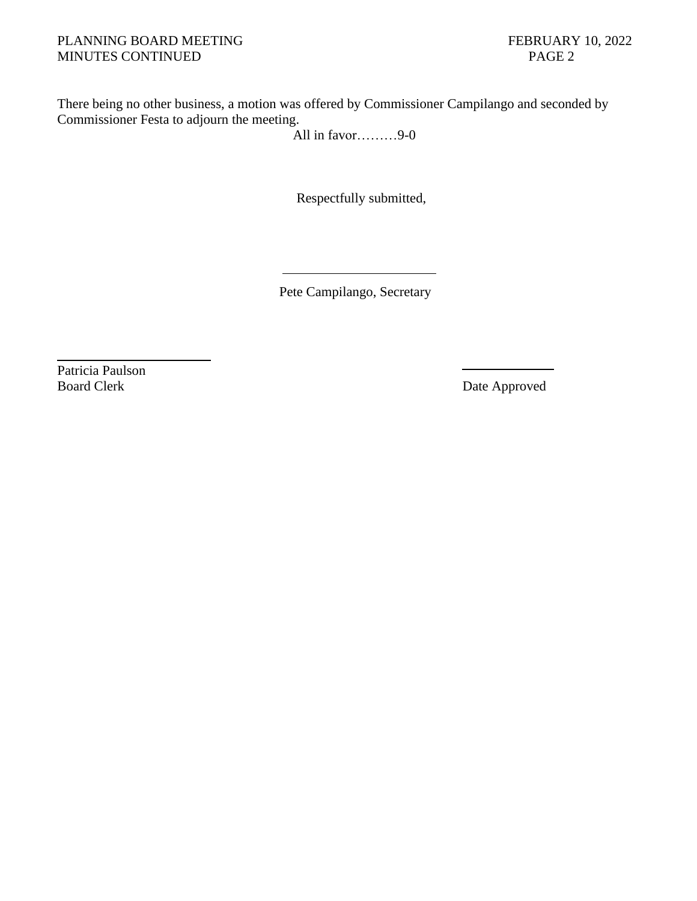There being no other business, a motion was offered by Commissioner Campilango and seconded by Commissioner Festa to adjourn the meeting.

All in favor………9-0

Respectfully submitted,

\_\_\_\_\_\_\_\_\_\_\_\_\_\_\_\_\_\_\_\_\_\_\_\_

Pete Campilango, Secretary

\_\_\_\_\_\_\_\_\_\_\_\_\_\_\_\_\_\_\_\_\_\_\_\_

Patricia Paulson
Board Clerk

\_\_\_\_\_\_\_\_\_\_\_\_\_\_

Date Approved